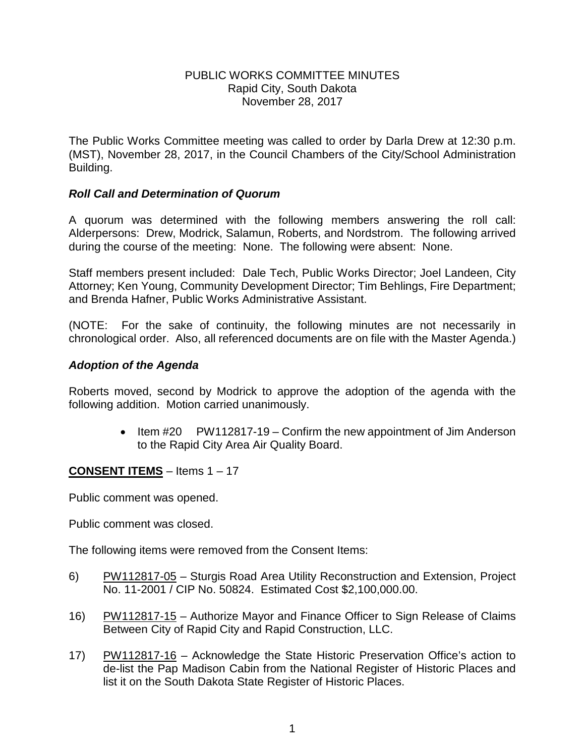# PUBLIC WORKS COMMITTEE MINUTES
Rapid City, South Dakota
November 28, 2017

The Public Works Committee meeting was called to order by Darla Drew at 12:30 p.m. (MST), November 28, 2017, in the Council Chambers of the City/School Administration Building.

### *Roll Call and Determination of Quorum*

A quorum was determined with the following members answering the roll call: Alderpersons: Drew, Modrick, Salamun, Roberts, and Nordstrom. The following arrived during the course of the meeting: None. The following were absent: None.

Staff members present included: Dale Tech, Public Works Director; Joel Landeen, City Attorney; Ken Young, Community Development Director; Tim Behlings, Fire Department; and Brenda Hafner, Public Works Administrative Assistant.

(NOTE: For the sake of continuity, the following minutes are not necessarily in chronological order. Also, all referenced documents are on file with the Master Agenda.)

### *Adoption of the Agenda*

Roberts moved, second by Modrick to approve the adoption of the agenda with the following addition. Motion carried unanimously.

- Item #20 PW112817-19 – Confirm the new appointment of Jim Anderson to the Rapid City Area Air Quality Board.

**CONSENT ITEMS** – Items 1 – 17

Public comment was opened.

Public comment was closed.

The following items were removed from the Consent Items:

6) PW112817-05 – Sturgis Road Area Utility Reconstruction and Extension, Project No. 11-2001 / CIP No. 50824. Estimated Cost $2,100,000.00.

16) PW112817-15 – Authorize Mayor and Finance Officer to Sign Release of Claims Between City of Rapid City and Rapid Construction, LLC.

17) PW112817-16 – Acknowledge the State Historic Preservation Office's action to de-list the Pap Madison Cabin from the National Register of Historic Places and list it on the South Dakota State Register of Historic Places.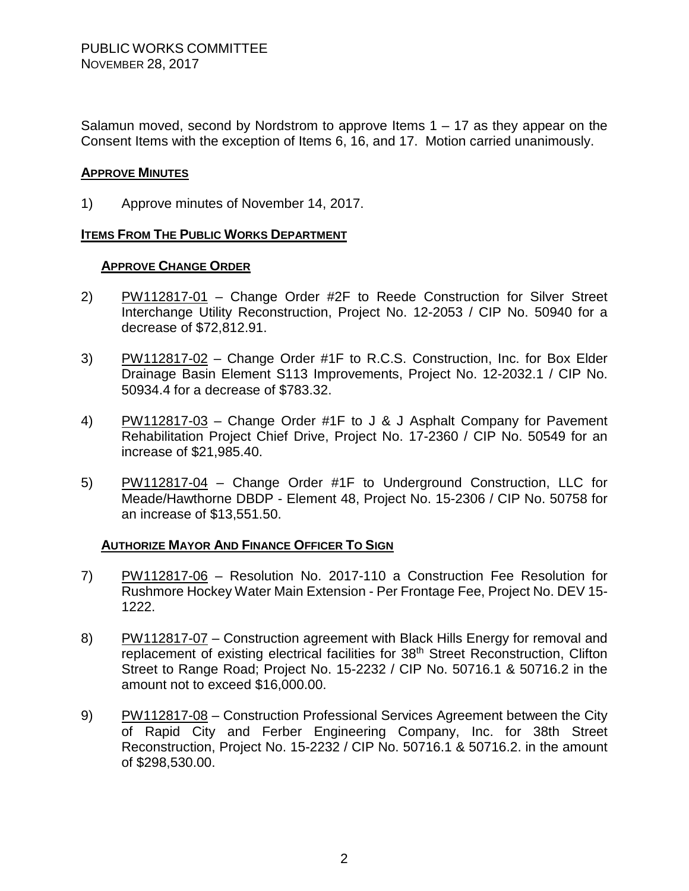Salamun moved, second by Nordstrom to approve Items 1 – 17 as they appear on the Consent Items with the exception of Items 6, 16, and 17. Motion carried unanimously.

**APPROVE MINUTES**

1) Approve minutes of November 14, 2017.

**ITEMS FROM THE PUBLIC WORKS DEPARTMENT**

**APPROVE CHANGE ORDER**

2) PW112817-01 – Change Order #2F to Reede Construction for Silver Street Interchange Utility Reconstruction, Project No. 12-2053 / CIP No. 50940 for a decrease of $72,812.91.

3) PW112817-02 – Change Order #1F to R.C.S. Construction, Inc. for Box Elder Drainage Basin Element S113 Improvements, Project No. 12-2032.1 / CIP No. 50934.4 for a decrease of $783.32.

4) PW112817-03 – Change Order #1F to J & J Asphalt Company for Pavement Rehabilitation Project Chief Drive, Project No. 17-2360 / CIP No. 50549 for an increase of $21,985.40.

5) PW112817-04 – Change Order #1F to Underground Construction, LLC for Meade/Hawthorne DBDP - Element 48, Project No. 15-2306 / CIP No. 50758 for an increase of $13,551.50.

**AUTHORIZE MAYOR AND FINANCE OFFICER TO SIGN**

7) PW112817-06 – Resolution No. 2017-110 a Construction Fee Resolution for Rushmore Hockey Water Main Extension - Per Frontage Fee, Project No. DEV 15-1222.

8) PW112817-07 – Construction agreement with Black Hills Energy for removal and replacement of existing electrical facilities for 38th Street Reconstruction, Clifton Street to Range Road; Project No. 15-2232 / CIP No. 50716.1 & 50716.2 in the amount not to exceed $16,000.00.

9) PW112817-08 – Construction Professional Services Agreement between the City of Rapid City and Ferber Engineering Company, Inc. for 38th Street Reconstruction, Project No. 15-2232 / CIP No. 50716.1 & 50716.2. in the amount of $298,530.00.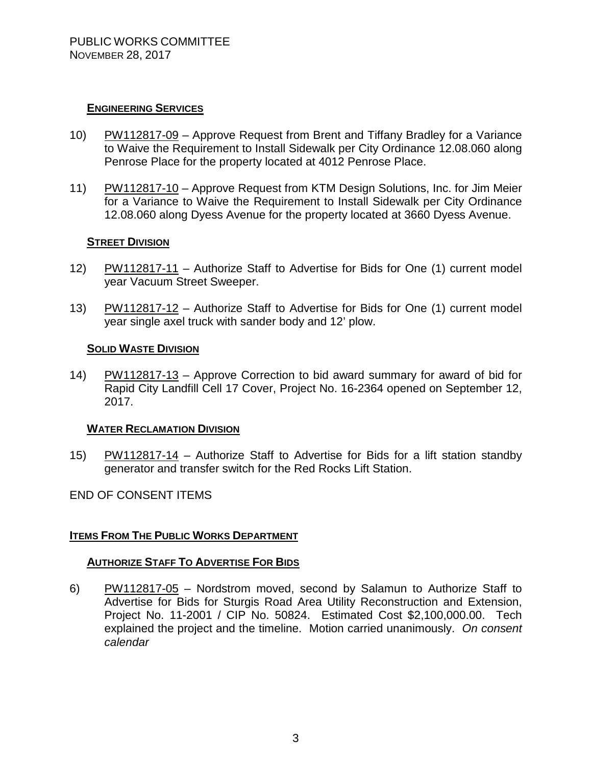## ENGINEERING SERVICES

10) PW112817-09 – Approve Request from Brent and Tiffany Bradley for a Variance to Waive the Requirement to Install Sidewalk per City Ordinance 12.08.060 along Penrose Place for the property located at 4012 Penrose Place.

11) PW112817-10 – Approve Request from KTM Design Solutions, Inc. for Jim Meier for a Variance to Waive the Requirement to Install Sidewalk per City Ordinance 12.08.060 along Dyess Avenue for the property located at 3660 Dyess Avenue.

## STREET DIVISION

12) PW112817-11 – Authorize Staff to Advertise for Bids for One (1) current model year Vacuum Street Sweeper.

13) PW112817-12 – Authorize Staff to Advertise for Bids for One (1) current model year single axel truck with sander body and 12' plow.

## SOLID WASTE DIVISION

14) PW112817-13 – Approve Correction to bid award summary for award of bid for Rapid City Landfill Cell 17 Cover, Project No. 16-2364 opened on September 12, 2017.

## WATER RECLAMATION DIVISION

15) PW112817-14 – Authorize Staff to Advertise for Bids for a lift station standby generator and transfer switch for the Red Rocks Lift Station.

END OF CONSENT ITEMS

## ITEMS FROM THE PUBLIC WORKS DEPARTMENT

### AUTHORIZE STAFF TO ADVERTISE FOR BIDS

6) PW112817-05 – Nordstrom moved, second by Salamun to Authorize Staff to Advertise for Bids for Sturgis Road Area Utility Reconstruction and Extension, Project No. 11-2001 / CIP No. 50824. Estimated Cost $2,100,000.00. Tech explained the project and the timeline. Motion carried unanimously. *On consent calendar*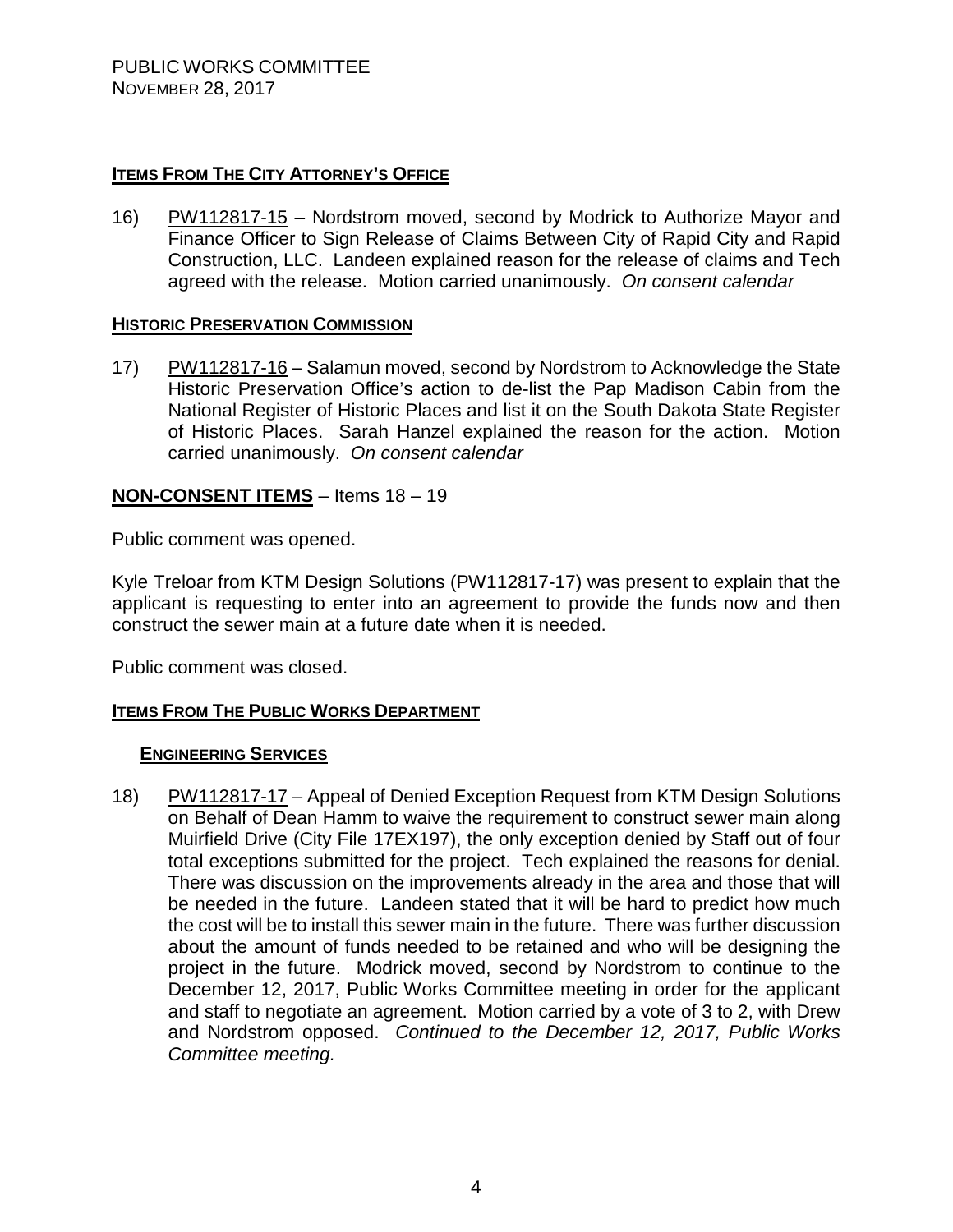## **ITEMS FROM THE CITY ATTORNEY'S OFFICE**

16) PW112817-15 – Nordstrom moved, second by Modrick to Authorize Mayor and Finance Officer to Sign Release of Claims Between City of Rapid City and Rapid Construction, LLC. Landeen explained reason for the release of claims and Tech agreed with the release. Motion carried unanimously. *On consent calendar*

## **HISTORIC PRESERVATION COMMISSION**

17) PW112817-16 – Salamun moved, second by Nordstrom to Acknowledge the State Historic Preservation Office's action to de-list the Pap Madison Cabin from the National Register of Historic Places and list it on the South Dakota State Register of Historic Places. Sarah Hanzel explained the reason for the action. Motion carried unanimously. *On consent calendar*

## **NON-CONSENT ITEMS** – Items 18 – 19

Public comment was opened.

Kyle Treloar from KTM Design Solutions (PW112817-17) was present to explain that the applicant is requesting to enter into an agreement to provide the funds now and then construct the sewer main at a future date when it is needed.

Public comment was closed.

## **ITEMS FROM THE PUBLIC WORKS DEPARTMENT**

### **ENGINEERING SERVICES**

18) PW112817-17 – Appeal of Denied Exception Request from KTM Design Solutions on Behalf of Dean Hamm to waive the requirement to construct sewer main along Muirfield Drive (City File 17EX197), the only exception denied by Staff out of four total exceptions submitted for the project. Tech explained the reasons for denial. There was discussion on the improvements already in the area and those that will be needed in the future. Landeen stated that it will be hard to predict how much the cost will be to install this sewer main in the future. There was further discussion about the amount of funds needed to be retained and who will be designing the project in the future. Modrick moved, second by Nordstrom to continue to the December 12, 2017, Public Works Committee meeting in order for the applicant and staff to negotiate an agreement. Motion carried by a vote of 3 to 2, with Drew and Nordstrom opposed. *Continued to the December 12, 2017, Public Works Committee meeting.*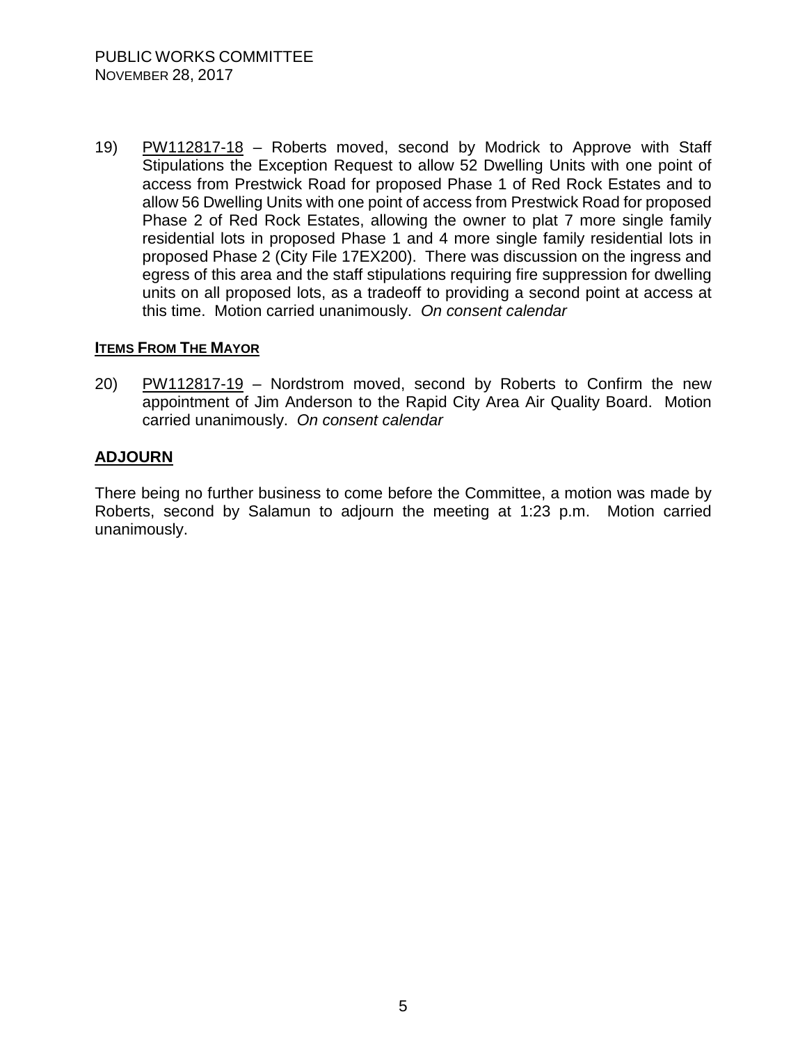19) PW112817-18 – Roberts moved, second by Modrick to Approve with Staff Stipulations the Exception Request to allow 52 Dwelling Units with one point of access from Prestwick Road for proposed Phase 1 of Red Rock Estates and to allow 56 Dwelling Units with one point of access from Prestwick Road for proposed Phase 2 of Red Rock Estates, allowing the owner to plat 7 more single family residential lots in proposed Phase 1 and 4 more single family residential lots in proposed Phase 2 (City File 17EX200). There was discussion on the ingress and egress of this area and the staff stipulations requiring fire suppression for dwelling units on all proposed lots, as a tradeoff to providing a second point at access at this time. Motion carried unanimously. *On consent calendar*

**ITEMS FROM THE MAYOR**

20) PW112817-19 – Nordstrom moved, second by Roberts to Confirm the new appointment of Jim Anderson to the Rapid City Area Air Quality Board. Motion carried unanimously. *On consent calendar*

## ADJOURN

There being no further business to come before the Committee, a motion was made by Roberts, second by Salamun to adjourn the meeting at 1:23 p.m. Motion carried unanimously.